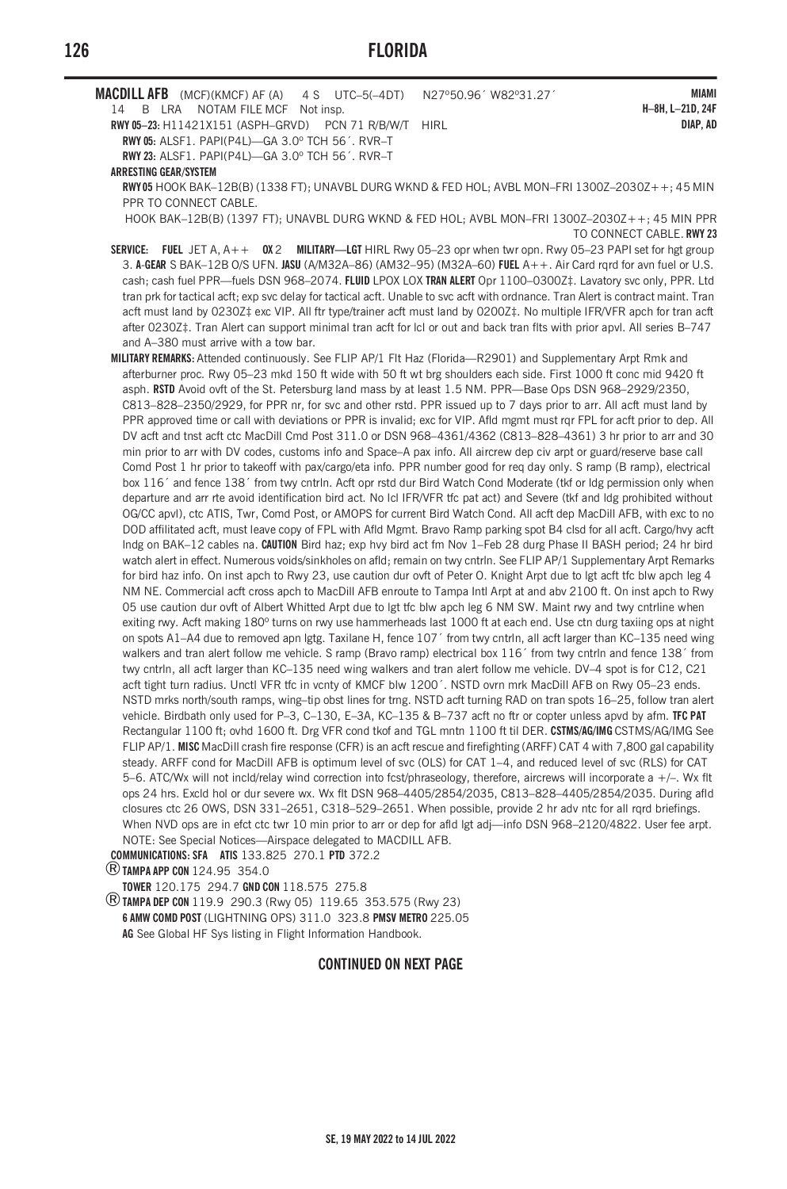# FLORIDA

**MACDILL AFB** (MCF)(KMCF) AF (A) 4 S UTC–5(–4DT) N27°50.96´ W82°31.27´ **MIAMI**
14 B LRA NOTAM FILE MCF Not insp. **H–8H, L–21D, 24F**
**RWY 05–23:** H11421X151 (ASPH–GRVD) PCN 71 R/B/W/T HIRL **DIAP, AD**
**RWY 05:** ALSF1. PAPI(P4L)—GA 3.0º TCH 56´. RVR–T
**RWY 23:** ALSF1. PAPI(P4L)—GA 3.0º TCH 56´. RVR–T

**ARRESTING GEAR/SYSTEM**

**RWY 05** HOOK BAK–12B(B) (1338 FT); UNAVBL DURG WKND & FED HOL; AVBL MON–FRI 1300Z–2030Z++; 45 MIN PPR TO CONNECT CABLE.

HOOK BAK–12B(B) (1397 FT); UNAVBL DURG WKND & FED HOL; AVBL MON–FRI 1300Z–2030Z++; 45 MIN PPR TO CONNECT CABLE. **RWY 23**

**SERVICE:** **FUEL** JET A, A++ **OX** 2 **MILITARY—LGT** HIRL Rwy 05–23 opr when twr opn. Rwy 05–23 PAPI set for hgt group 3. **A-GEAR** S BAK–12B O/S UFN. **JASU** (A/M32A–86) (AM32–95) (M32A–60) **FUEL** A++. Air Card rqrd for avn fuel or U.S. cash; cash fuel PPR—fuels DSN 968–2074. **FLUID** LPOX LOX **TRAN ALERT** Opr 1100–0300Z‡. Lavatory svc only, PPR. Ltd tran prk for tactical acft; exp svc delay for tactical acft. Unable to svc acft with ordnance. Tran Alert is contract maint. Tran acft must land by 0230Z‡ exc VIP. All ftr type/trainer acft must land by 0200Z‡. No multiple IFR/VFR apch for tran acft after 0230Z‡. Tran Alert can support minimal tran acft for lcl or out and back tran flts with prior apvl. All series B–747 and A–380 must arrive with a tow bar.

**MILITARY REMARKS:** Attended continuously. See FLIP AP/1 Flt Haz (Florida—R2901) and Supplementary Arpt Rmk and afterburner proc. Rwy 05–23 mkd 150 ft wide with 50 ft wt brg shoulders each side. First 1000 ft conc mid 9420 ft asph. **RSTD** Avoid ovft of the St. Petersburg land mass by at least 1.5 NM. PPR—Base Ops DSN 968–2929/2350, C813–828–2350/2929, for PPR nr, for svc and other rstd. PPR issued up to 7 days prior to arr. All acft must land by PPR approved time or call with deviations or PPR is invalid; exc for VIP. Afld mgmt must rqr FPL for acft prior to dep. All DV acft and tnst acft ctc MacDill Cmd Post 311.0 or DSN 968–4361/4362 (C813–828–4361) 3 hr prior to arr and 30 min prior to arr with DV codes, customs info and Space–A pax info. All aircrew dep civ arpt or guard/reserve base call Comd Post 1 hr prior to takeoff with pax/cargo/eta info. PPR number good for req day only. S ramp (B ramp), electrical box 116´ and fence 138´ from twy cntrln. Acft opr rstd dur Bird Watch Cond Moderate (tkf or ldg permission only when departure and arr rte avoid identification bird act. No lcl IFR/VFR tfc pat act) and Severe (tkf and ldg prohibited without OG/CC apvl), ctc ATIS, Twr, Comd Post, or AMOPS for current Bird Watch Cond. All acft dep MacDill AFB, with exc to no DOD affilitated acft, must leave copy of FPL with Afld Mgmt. Bravo Ramp parking spot B4 clsd for all acft. Cargo/hvy acft lndg on BAK–12 cables na. **CAUTION** Bird haz; exp hvy bird act fm Nov 1–Feb 28 durg Phase II BASH period; 24 hr bird watch alert in effect. Numerous voids/sinkholes on afld; remain on twy cntrln. See FLIP AP/1 Supplementary Arpt Remarks for bird haz info. On inst apch to Rwy 23, use caution dur ovft of Peter O. Knight Arpt due to lgt acft tfc blw apch leg 4 NM NE. Commercial acft cross apch to MacDill AFB enroute to Tampa Intl Arpt at and abv 2100 ft. On inst apch to Rwy 05 use caution dur ovft of Albert Whitted Arpt due to lgt tfc blw apch leg 6 NM SW. Maint rwy and twy cntrline when exiting rwy. Acft making 180º turns on rwy use hammerheads last 1000 ft at each end. Use ctn durg taxiing ops at night on spots A1–A4 due to removed apn lgtg. Taxilane H, fence 107´ from twy cntrln, all acft larger than KC–135 need wing walkers and tran alert follow me vehicle. S ramp (Bravo ramp) electrical box 116´ from twy cntrln and fence 138´ from twy cntrln, all acft larger than KC–135 need wing walkers and tran alert follow me vehicle. DV–4 spot is for C12, C21 acft tight turn radius. Unctl VFR tfc in vcnty of KMCF blw 1200´. NSTD ovrn mrk MacDill AFB on Rwy 05–23 ends. NSTD mrks north/south ramps, wing–tip obst lines for trng. NSTD acft turning RAD on tran spots 16–25, follow tran alert vehicle. Birdbath only used for P–3, C–130, E–3A, KC–135 & B–737 acft no ftr or copter unless apvd by afm. **TFC PAT** Rectangular 1100 ft; ovhd 1600 ft. Drg VFR cond tkof and TGL mntn 1100 ft til DER. **CSTMS/AG/IMG** CSTMS/AG/IMG See FLIP AP/1. **MISC** MacDill crash fire response (CFR) is an acft rescue and firefighting (ARFF) CAT 4 with 7,800 gal capability steady. ARFF cond for MacDill AFB is optimum level of svc (OLS) for CAT 1–4, and reduced level of svc (RLS) for CAT 5–6. ATC/Wx will not incld/relay wind correction into fcst/phraseology, therefore, aircrews will incorporate a +/–. Wx flt ops 24 hrs. Excld hol or dur severe wx. Wx flt DSN 968–4405/2854/2035, C813–828–4405/2854/2035. During afld closures ctc 26 OWS, DSN 331–2651, C318–529–2651. When possible, provide 2 hr adv ntc for all rqrd briefings. When NVD ops are in efct ctc twr 10 min prior to arr or dep for afld lgt adj—info DSN 968–2120/4822. User fee arpt. NOTE: See Special Notices—Airspace delegated to MACDILL AFB.

**COMMUNICATIONS: SFA** **ATIS** 133.825 270.1 **PTD** 372.2

Ⓡ **TAMPA APP CON** 124.95 354.0

**TOWER** 120.175 294.7 **GND CON** 118.575 275.8

Ⓡ **TAMPA DEP CON** 119.9 290.3 (Rwy 05) 119.65 353.575 (Rwy 23)

**6 AMW COMD POST** (LIGHTNING OPS) 311.0 323.8 **PMSV METRO** 225.05

**AG** See Global HF Sys listing in Flight Information Handbook.

**CONTINUED ON NEXT PAGE**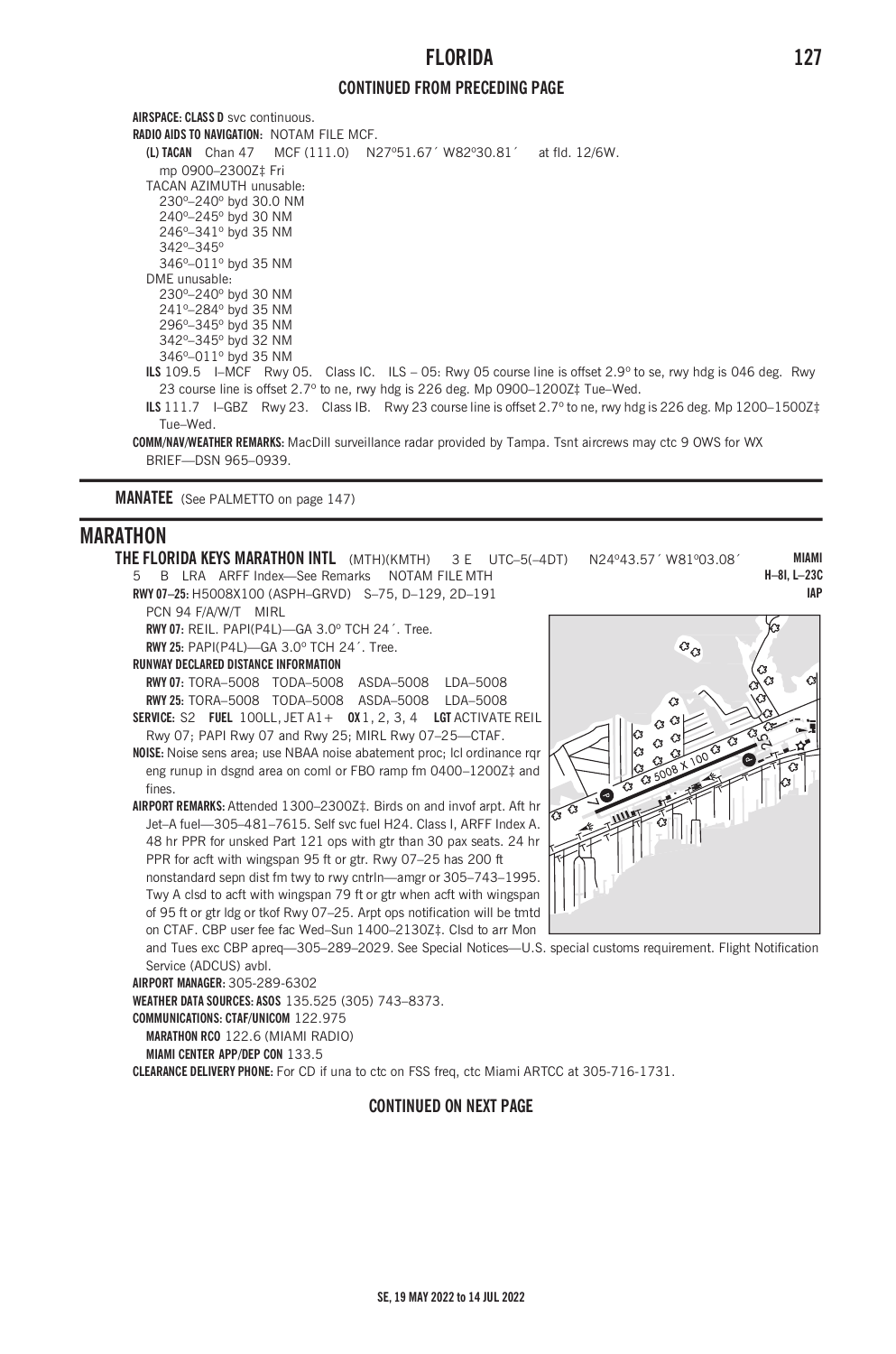CONTINUED FROM PRECEDING PAGE

**AIRSPACE: CLASS D** svc continuous.

**RADIO AIDS TO NAVIGATION:** NOTAM FILE MCF.

**(L) TACAN** Chan 47 MCF (111.0) N27º51.67´ W82º30.81´ at fld. 12/6W.
mp 0900–2300Z‡ Fri
TACAN AZIMUTH unusable:
230º–240º byd 30.0 NM
240º–245º byd 30 NM
246º–341º byd 35 NM
342º–345º
346º–011º byd 35 NM
DME unusable:
230º–240º byd 30 NM
241º–284º byd 35 NM
296º–345º byd 35 NM
342º–345º byd 32 NM
346º–011º byd 35 NM

**ILS** 109.5 I–MCF Rwy 05. Class IC. ILS – 05: Rwy 05 course line is offset 2.9º to se, rwy hdg is 046 deg. Rwy 23 course line is offset 2.7º to ne, rwy hdg is 226 deg. Mp 0900–1200Z‡ Tue–Wed.

**ILS** 111.7 I–GBZ Rwy 23. Class IB. Rwy 23 course line is offset 2.7º to ne, rwy hdg is 226 deg. Mp 1200–1500Z‡ Tue–Wed.

**COMM/NAV/WEATHER REMARKS:** MacDill surveillance radar provided by Tampa. Tsnt aircrews may ctc 9 OWS for WX BRIEF—DSN 965–0939.

**MANATEE** (See PALMETTO on page 147)

## MARATHON

**THE FLORIDA KEYS MARATHON INTL** (MTH)(KMTH) 3 E UTC–5(–4DT) N24º43.57´ W81º03.08´ **MIAMI H–8I, L–23C IAP**
5 B LRA ARFF Index—See Remarks NOTAM FILE MTH

**RWY 07–25:** H5008X100 (ASPH–GRVD) S–75, D–129, 2D–191
PCN 94 F/A/W/T MIRL

**RWY 07:** REIL. PAPI(P4L)—GA 3.0º TCH 24´. Tree.

**RWY 25:** PAPI(P4L)—GA 3.0º TCH 24´. Tree.

**RUNWAY DECLARED DISTANCE INFORMATION**

**RWY 07:** TORA–5008 TODA–5008 ASDA–5008 LDA–5008

**RWY 25:** TORA–5008 TODA–5008 ASDA–5008 LDA–5008

**SERVICE:** S2 **FUEL** 100LL, JET A1+ **OX** 1, 2, 3, 4 **LGT** ACTIVATE REIL Rwy 07; PAPI Rwy 07 and Rwy 25; MIRL Rwy 07–25—CTAF.

**NOISE:** Noise sens area; use NBAA noise abatement proc; lcl ordinance rqr eng runup in dsgnd area on coml or FBO ramp fm 0400–1200Z‡ and fines.

**AIRPORT REMARKS:** Attended 1300–2300Z‡. Birds on and invof arpt. Aft hr Jet–A fuel—305–481–7615. Self svc fuel H24. Class I, ARFF Index A. 48 hr PPR for unsked Part 121 ops with gtr than 30 pax seats. 24 hr PPR for acft with wingspan 95 ft or gtr. Rwy 07–25 has 200 ft nonstandard sepn dist fm twy to rwy cntrln—amgr or 305–743–1995. Twy A clsd to acft with wingspan 79 ft or gtr when acft with wingspan of 95 ft or gtr ldg or tkof Rwy 07–25. Arpt ops notification will be tmtd on CTAF. CBP user fee fac Wed–Sun 1400–2130Z‡. Clsd to arr Mon and Tues exc CBP apreq—305–289–2029. See Special Notices—U.S. special customs requirement. Flight Notification Service (ADCUS) avbl.

**AIRPORT MANAGER:** 305-289-6302

**WEATHER DATA SOURCES: ASOS** 135.525 (305) 743–8373.

**COMMUNICATIONS: CTAF/UNICOM** 122.975

**MARATHON RCO** 122.6 (MIAMI RADIO)

**MIAMI CENTER APP/DEP CON** 133.5

**CLEARANCE DELIVERY PHONE:** For CD if una to ctc on FSS freq, ctc Miami ARTCC at 305-716-1731.

CONTINUED ON NEXT PAGE